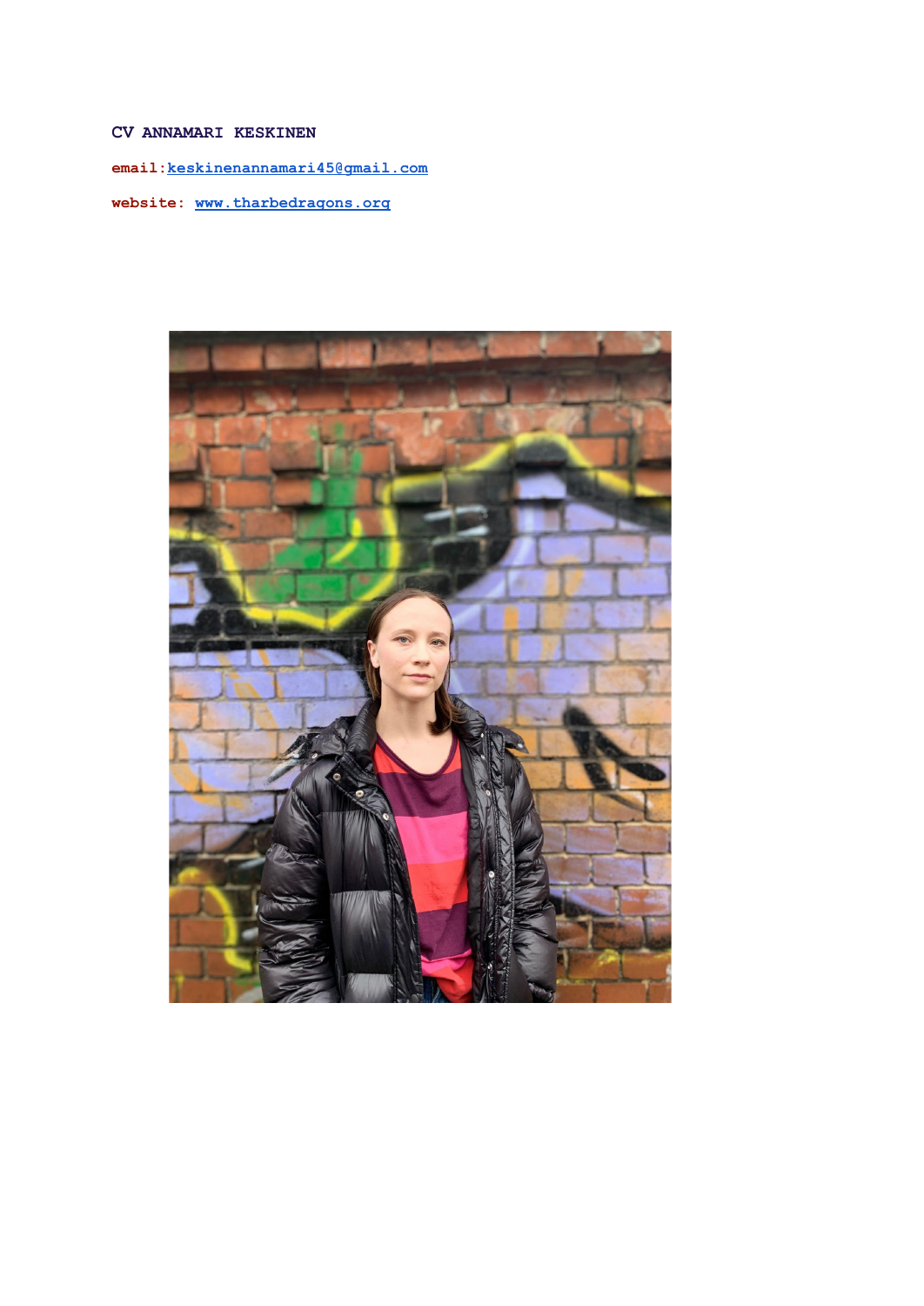**CV ANNAMARI KESKINEN**

**email:**[keskinenannamari45@gmail.com](mailto:keskinenannamari45@gmail.com)

**website:** [www.tharbedragons.org](http://www.tharbedragons.org)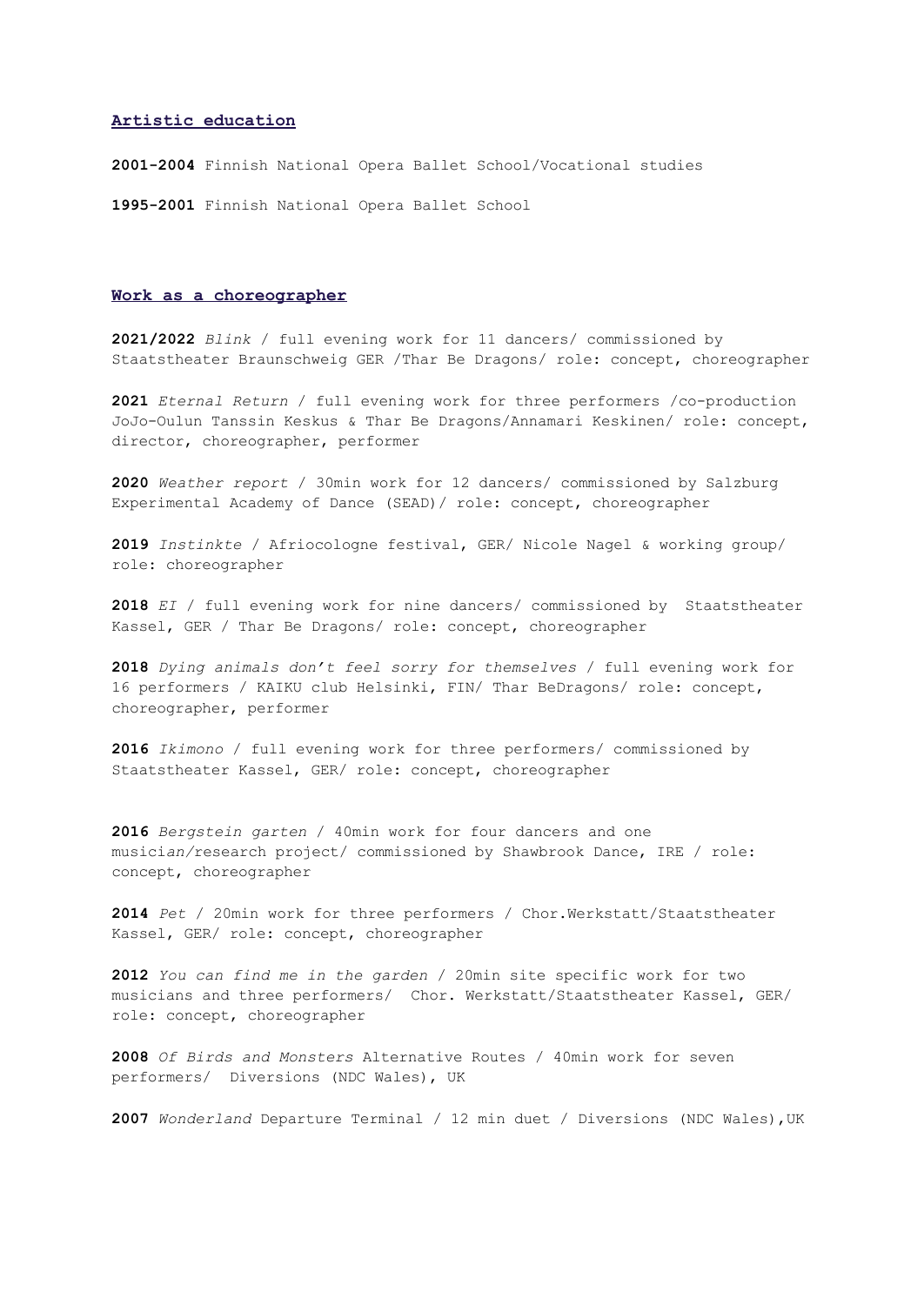## Artistic education

**2001-2004** Finnish National Opera Ballet School/Vocational studies

**1995-2001** Finnish National Opera Ballet School

## Work as a choreographer

**2021/2022** *Blink* / full evening work for 11 dancers/ commissioned by Staatstheater Braunschweig GER /Thar Be Dragons/ role: concept, choreographer

**2021** *Eternal Return* / full evening work for three performers /co-production JoJo-Oulun Tanssin Keskus & Thar Be Dragons/Annamari Keskinen/ role: concept, director, choreographer, performer

**2020** *Weather report* / 30min work for 12 dancers/ commissioned by Salzburg Experimental Academy of Dance (SEAD)/ role: concept, choreographer

**2019** *Instinkte* / Afriocologne festival, GER/ Nicole Nagel & working group/ role: choreographer

**2018** *EI* / full evening work for nine dancers/ commissioned by Staatstheater Kassel, GER / Thar Be Dragons/ role: concept, choreographer

**2018** *Dying animals don't feel sorry for themselves* / full evening work for 16 performers / KAIKU club Helsinki, FIN/ Thar BeDragons/ role: concept, choreographer, performer

**2016** *Ikimono* / full evening work for three performers/ commissioned by Staatstheater Kassel, GER/ role: concept, choreographer

**2016** *Bergstein garten* / 40min work for four dancers and one musician/research project/ commissioned by Shawbrook Dance, IRE / role: concept, choreographer

**2014** *Pet* / 20min work for three performers / Chor.Werkstatt/Staatstheater Kassel, GER/ role: concept, choreographer

**2012** *You can find me in the garden* / 20min site specific work for two musicians and three performers/ Chor. Werkstatt/Staatstheater Kassel, GER/ role: concept, choreographer

**2008** *Of Birds and Monsters* Alternative Routes / 40min work for seven performers/ Diversions (NDC Wales), UK

**2007** *Wonderland* Departure Terminal / 12 min duet / Diversions (NDC Wales),UK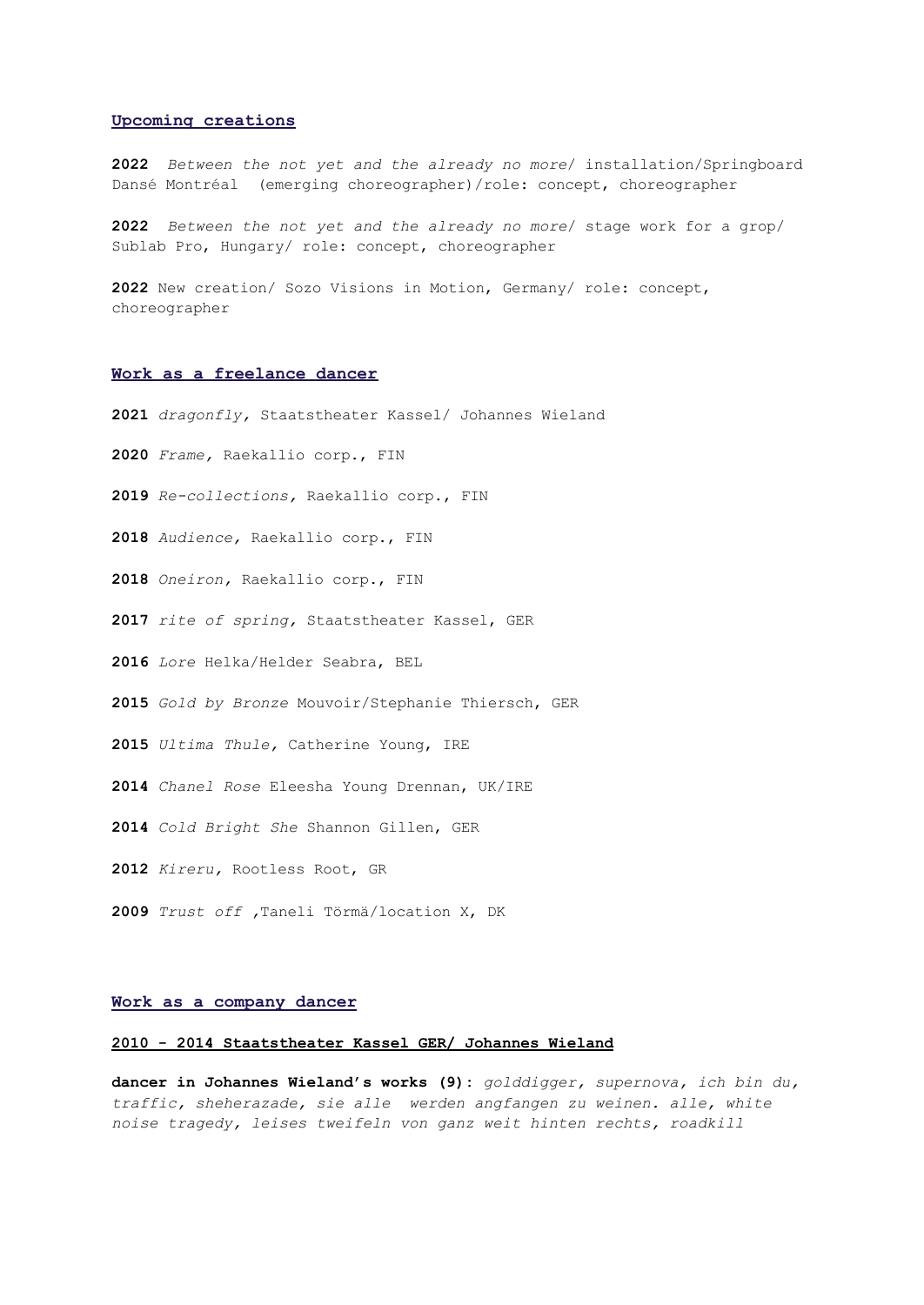## Upcoming creations

**2022** *Between the not yet and the already no more*/ installation/Springboard Dansé Montréal (emerging choreographer)/role: concept, choreographer

**2022** *Between the not yet and the already no more*/ stage work for a grop/ Sublab Pro, Hungary/ role: concept, choreographer

**2022** New creation/ Sozo Visions in Motion, Germany/ role: concept, choreographer

## Work as a freelance dancer

**2021** *dragonfly,* Staatstheater Kassel/ Johannes Wieland

**2020** *Frame,* Raekallio corp., FIN

**2019** *Re-collections,* Raekallio corp., FIN

**2018** *Audience,* Raekallio corp., FIN

**2018** *Oneiron,* Raekallio corp., FIN

**2017** *rite of spring,* Staatstheater Kassel, GER

**2016** *Lore* Helka/Helder Seabra, BEL

**2015** *Gold by Bronze* Mouvoir/Stephanie Thiersch, GER

**2015** *Ultima Thule,* Catherine Young, IRE

**2014** *Chanel Rose* Eleesha Young Drennan, UK/IRE

**2014** *Cold Bright She* Shannon Gillen, GER

**2012** *Kireru,* Rootless Root, GR

**2009** *Trust off* ,Taneli Törmä/location X, DK

## Work as a company dancer

### 2010 - 2014 Staatstheater Kassel GER/ Johannes Wieland

**dancer in Johannes Wieland's works (9):** *golddigger, supernova, ich bin du, traffic, sheherazade, sie alle werden angfangen zu weinen. alle, white noise tragedy, leises tweifeln von ganz weit hinten rechts, roadkill*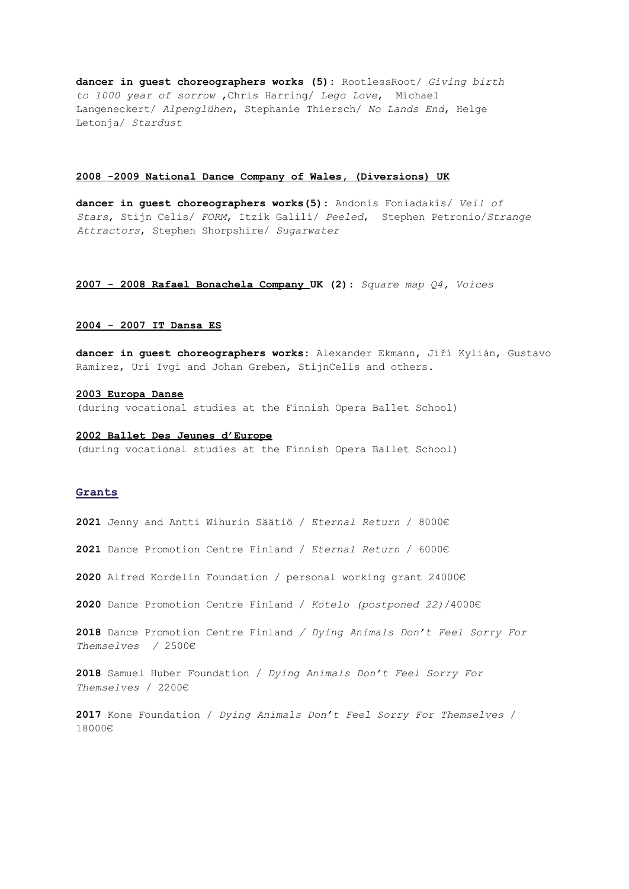**dancer in guest choreographers works (5):** RootlessRoot/ *Giving birth to 1000 year of sorrow* ,Chris Harring/ *Lego Love*, Michael Langeneckert/ *Alpenglühen*, Stephanie Thiersch/ *No Lands End*, Helge Letonja/ *Stardust*

**2008 -2009 National Dance Company of Wales, (Diversions) UK**

**dancer in guest choreographers works(5):** Andonis Foniadakis/ *Veil of Stars*, Stijn Celis/ *FORM*, Itzik Galili/ *Peeled*, Stephen Petronio/*Strange Attractors*, Stephen Shorpshire/ *Sugarwater*

**2007 - 2008 Rafael Bonachela Company UK (2):** *Square map Q4, Voices*

**2004 - 2007 IT Dansa ES**

**dancer in guest choreographers works:** Alexander Ekmann, Jiří Kylián, Gustavo Ramirez, Uri Ivgi and Johan Greben, StijnCelis and others.

**2003 Europa Danse**
(during vocational studies at the Finnish Opera Ballet School)

**2002 Ballet Des Jeunes d'Europe**
(during vocational studies at the Finnish Opera Ballet School)

## Grants

**2021** Jenny and Antti Wihurin Säätiö / *Eternal Return* / 8000€

**2021** Dance Promotion Centre Finland / *Eternal Return* / 6000€

**2020** Alfred Kordelin Foundation / personal working grant 24000€

**2020** Dance Promotion Centre Finland / *Kotelo (postponed 22)*/4000€

**2018** Dance Promotion Centre Finland */ Dying Animals Don't Feel Sorry For Themselves /* 2500€

**2018** Samuel Huber Foundation / *Dying Animals Don't Feel Sorry For Themselves* / 2200€

**2017** Kone Foundation / *Dying Animals Don't Feel Sorry For Themselves* / 18000€